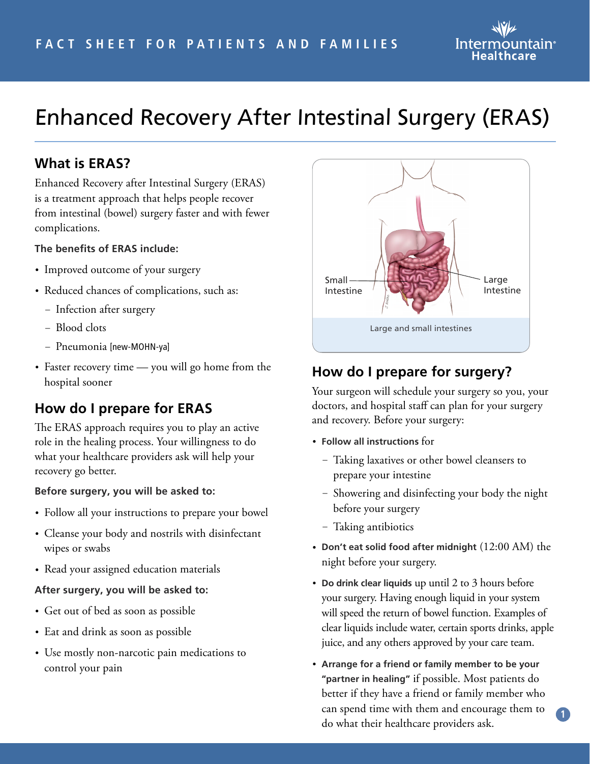FACT SHEET FOR PATIENTS AND FAMILIES

# Enhanced Recovery After Intestinal Surgery (ERAS)

## What is ERAS?

Enhanced Recovery after Intestinal Surgery (ERAS) is a treatment approach that helps people recover from intestinal (bowel) surgery faster and with fewer complications.

**The benefits of ERAS include:**

- Improved outcome of your surgery
- Reduced chances of complications, such as:
  - Infection after surgery
  - Blood clots
  - Pneumonia [new-MOHN-ya]
- Faster recovery time — you will go home from the hospital sooner

## How do I prepare for ERAS

The ERAS approach requires you to play an active role in the healing process. Your willingness to do what your healthcare providers ask will help your recovery go better.

**Before surgery, you will be asked to:**

- Follow all your instructions to prepare your bowel
- Cleanse your body and nostrils with disinfectant wipes or swabs
- Read your assigned education materials

**After surgery, you will be asked to:**

- Get out of bed as soon as possible
- Eat and drink as soon as possible
- Use mostly non-narcotic pain medications to control your pain

Small Intestine

Large Intestine

Large and small intestines

## How do I prepare for surgery?

Your surgeon will schedule your surgery so you, your doctors, and hospital staff can plan for your surgery and recovery. Before your surgery:

- **Follow all instructions** for
  - Taking laxatives or other bowel cleansers to prepare your intestine
  - Showering and disinfecting your body the night before your surgery
  - Taking antibiotics
- **Don't eat solid food after midnight** (12:00 AM) the night before your surgery.
- **Do drink clear liquids** up until 2 to 3 hours before your surgery. Having enough liquid in your system will speed the return of bowel function. Examples of clear liquids include water, certain sports drinks, apple juice, and any others approved by your care team.
- **Arrange for a friend or family member to be your "partner in healing"** if possible. Most patients do better if they have a friend or family member who can spend time with them and encourage them to do what their healthcare providers ask.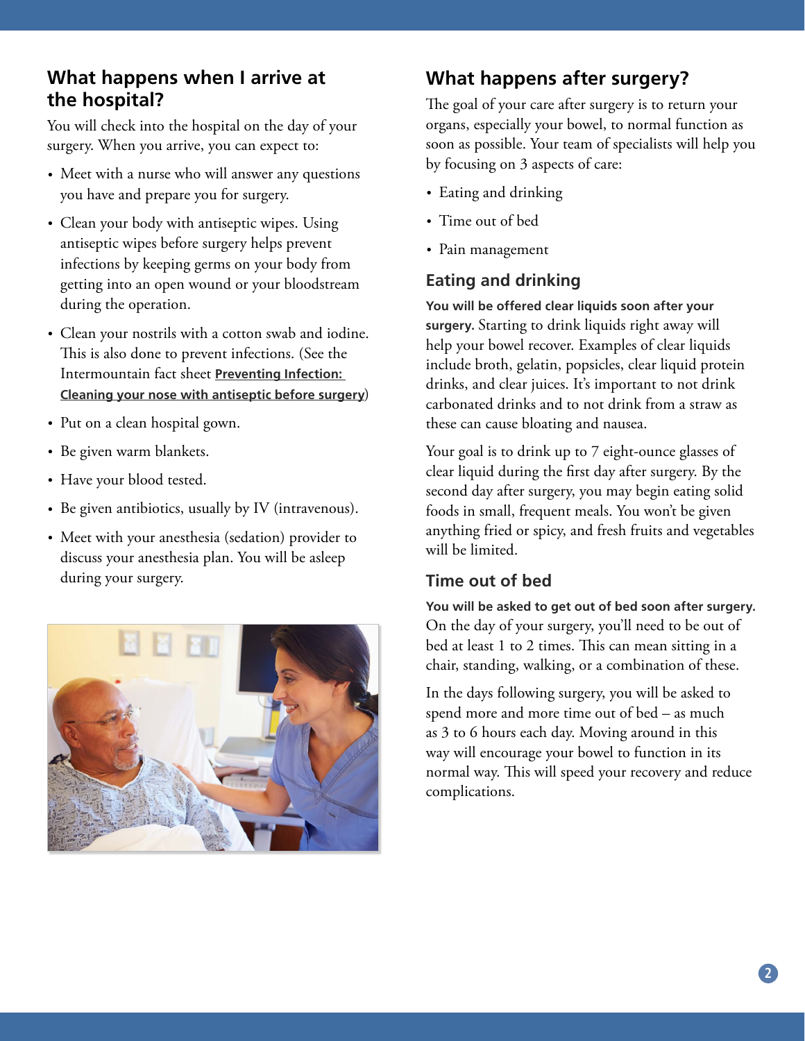## What happens when I arrive at the hospital?

You will check into the hospital on the day of your surgery. When you arrive, you can expect to:

- Meet with a nurse who will answer any questions you have and prepare you for surgery.
- Clean your body with antiseptic wipes. Using antiseptic wipes before surgery helps prevent infections by keeping germs on your body from getting into an open wound or your bloodstream during the operation.
- Clean your nostrils with a cotton swab and iodine. This is also done to prevent infections. (See the Intermountain fact sheet **Preventing Infection: Cleaning your nose with antiseptic before surgery**)
- Put on a clean hospital gown.
- Be given warm blankets.
- Have your blood tested.
- Be given antibiotics, usually by IV (intravenous).
- Meet with your anesthesia (sedation) provider to discuss your anesthesia plan. You will be asleep during your surgery.

## What happens after surgery?

The goal of your care after surgery is to return your organs, especially your bowel, to normal function as soon as possible. Your team of specialists will help you by focusing on 3 aspects of care:

- Eating and drinking
- Time out of bed
- Pain management

### Eating and drinking

**You will be offered clear liquids soon after your surgery.** Starting to drink liquids right away will help your bowel recover. Examples of clear liquids include broth, gelatin, popsicles, clear liquid protein drinks, and clear juices. It's important to not drink carbonated drinks and to not drink from a straw as these can cause bloating and nausea.

Your goal is to drink up to 7 eight-ounce glasses of clear liquid during the first day after surgery. By the second day after surgery, you may begin eating solid foods in small, frequent meals. You won't be given anything fried or spicy, and fresh fruits and vegetables will be limited.

### Time out of bed

**You will be asked to get out of bed soon after surgery.** On the day of your surgery, you'll need to be out of bed at least 1 to 2 times. This can mean sitting in a chair, standing, walking, or a combination of these.

In the days following surgery, you will be asked to spend more and more time out of bed – as much as 3 to 6 hours each day. Moving around in this way will encourage your bowel to function in its normal way. This will speed your recovery and reduce complications.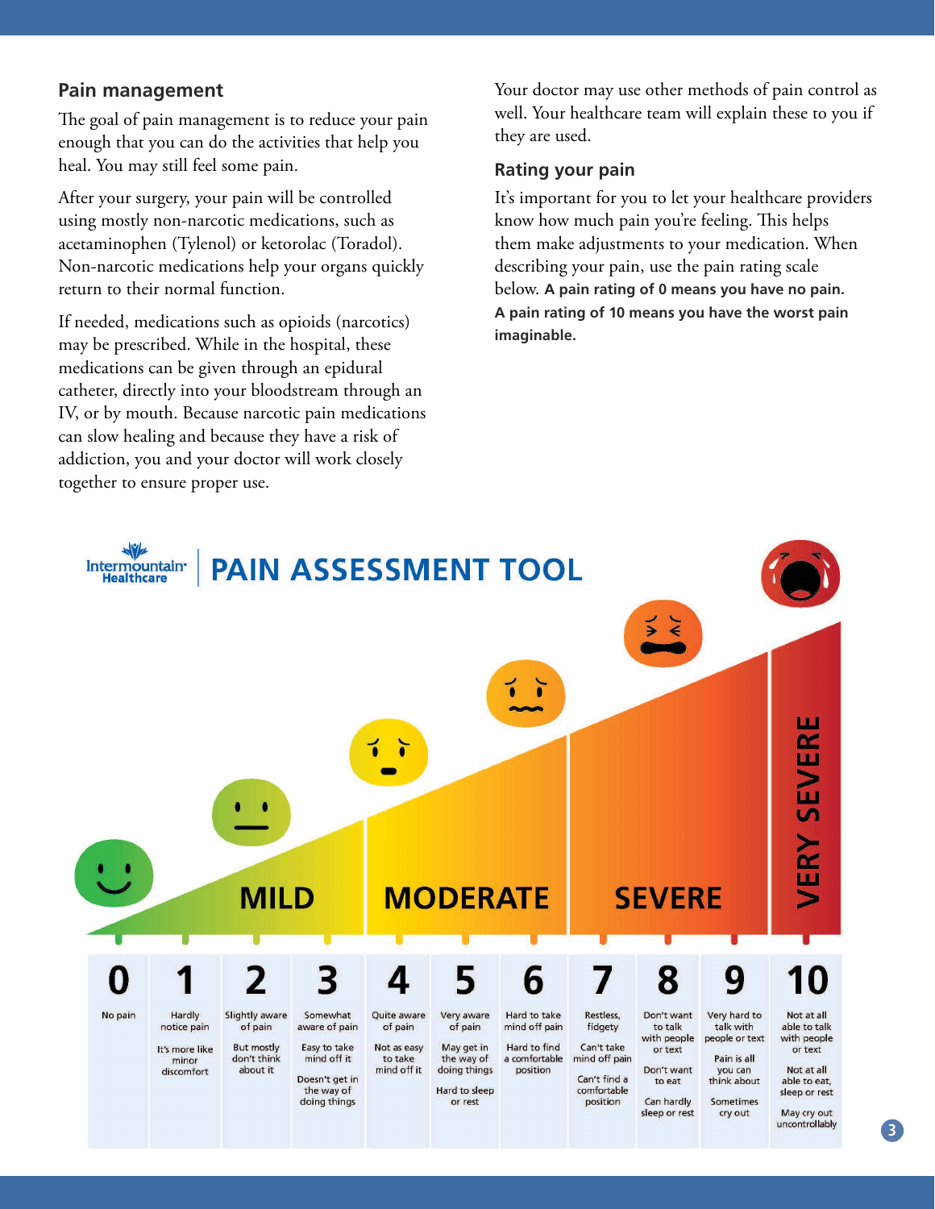## Pain management

The goal of pain management is to reduce your pain enough that you can do the activities that help you heal. You may still feel some pain.

After your surgery, your pain will be controlled using mostly non-narcotic medications, such as acetaminophen (Tylenol) or ketorolac (Toradol). Non-narcotic medications help your organs quickly return to their normal function.

If needed, medications such as opioids (narcotics) may be prescribed. While in the hospital, these medications can be given through an epidural catheter, directly into your bloodstream through an IV, or by mouth. Because narcotic pain medications can slow healing and because they have a risk of addiction, you and your doctor will work closely together to ensure proper use.

Your doctor may use other methods of pain control as well. Your healthcare team will explain these to you if they are used.

## Rating your pain

It's important for you to let your healthcare providers know how much pain you're feeling. This helps them make adjustments to your medication. When describing your pain, use the pain rating scale below. **A pain rating of 0 means you have no pain. A pain rating of 10 means you have the worst pain imaginable.**

### Intermountain Healthcare | PAIN ASSESSMENT TOOL

| | MILD | | | MODERATE | | | SEVERE | | | VERY SEVERE |
|---|---|---|---|---|---|---|---|---|---|---|
| 0 | 1 | 2 | 3 | 4 | 5 | 6 | 7 | 8 | 9 | 10 |
| No pain | Hardly notice pain<br><br>It's more like minor discomfort | Slightly aware of pain<br><br>But mostly don't think about it | Somewhat aware of pain<br><br>Easy to take mind off it<br><br>Doesn't get in the way of doing things | Quite aware of pain<br><br>Not as easy to take mind off it | Very aware of pain<br><br>May get in the way of doing things<br><br>Hard to sleep or rest | Hard to take mind off pain<br><br>Hard to find a comfortable position | Restless, fidgety<br><br>Can't take mind off pain<br><br>Can't find a comfortable position | Don't want to talk with people or text<br><br>Don't want to eat<br><br>Can hardly sleep or rest | Very hard to talk with people or text<br><br>Pain is all you can think about<br><br>Sometimes cry out | Not at all able to talk with people or text<br><br>Not at all able to eat, sleep or rest<br><br>May cry out uncontrollably |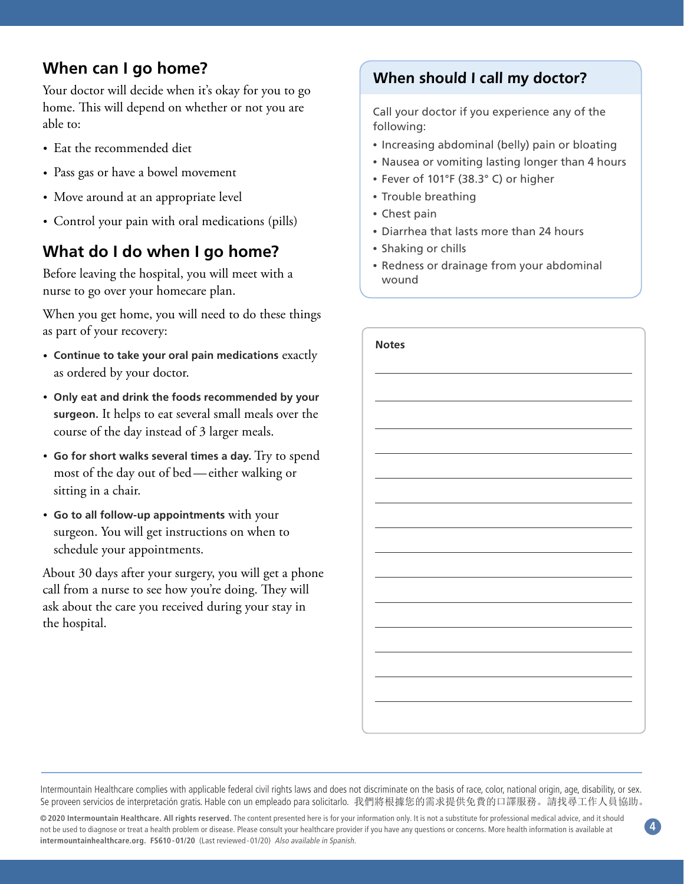## When can I go home?

Your doctor will decide when it's okay for you to go home. This will depend on whether or not you are able to:

- Eat the recommended diet
- Pass gas or have a bowel movement
- Move around at an appropriate level
- Control your pain with oral medications (pills)

## What do I do when I go home?

Before leaving the hospital, you will meet with a nurse to go over your homecare plan.

When you get home, you will need to do these things as part of your recovery:

- **Continue to take your oral pain medications** exactly as ordered by your doctor.
- **Only eat and drink the foods recommended by your surgeon.** It helps to eat several small meals over the course of the day instead of 3 larger meals.
- **Go for short walks several times a day.** Try to spend most of the day out of bed — either walking or sitting in a chair.
- **Go to all follow-up appointments** with your surgeon. You will get instructions on when to schedule your appointments.

About 30 days after your surgery, you will get a phone call from a nurse to see how you're doing. They will ask about the care you received during your stay in the hospital.

## When should I call my doctor?

Call your doctor if you experience any of the following:

- Increasing abdominal (belly) pain or bloating
- Nausea or vomiting lasting longer than 4 hours
- Fever of 101°F (38.3° C) or higher
- Trouble breathing
- Chest pain
- Diarrhea that lasts more than 24 hours
- Shaking or chills
- Redness or drainage from your abdominal wound

**Notes**

Intermountain Healthcare complies with applicable federal civil rights laws and does not discriminate on the basis of race, color, national origin, age, disability, or sex. Se proveen servicios de interpretación gratis. Hable con un empleado para solicitarlo. 我們將根據您的需求提供免費的口譯服務。請找尋工作人員協助。

**© 2020 Intermountain Healthcare. All rights reserved.** The content presented here is for your information only. It is not a substitute for professional medical advice, and it should not be used to diagnose or treat a health problem or disease. Please consult your healthcare provider if you have any questions or concerns. More health information is available at **intermountainhealthcare.org. FS610 - 01/20** (Last reviewed - 01/20) *Also available in Spanish.*